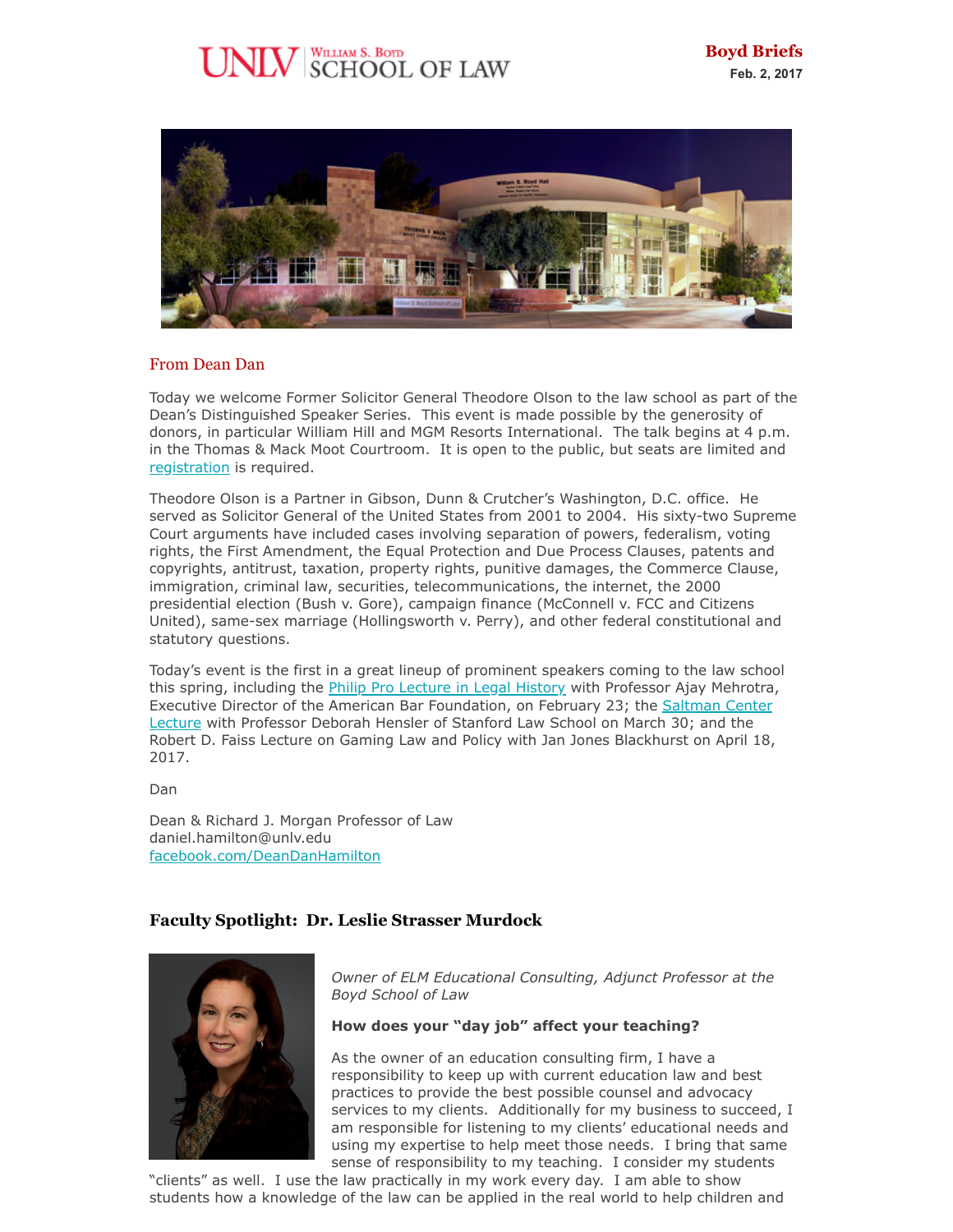UNLV William S. Boyd SCHOOL OF LAW

**Boyd Briefs**
**Feb. 2, 2017**

## From Dean Dan

Today we welcome Former Solicitor General Theodore Olson to the law school as part of the Dean's Distinguished Speaker Series. This event is made possible by the generosity of donors, in particular William Hill and MGM Resorts International. The talk begins at 4 p.m. in the Thomas & Mack Moot Courtroom. It is open to the public, but seats are limited and [registration](registration) is required.

Theodore Olson is a Partner in Gibson, Dunn & Crutcher's Washington, D.C. office. He served as Solicitor General of the United States from 2001 to 2004. His sixty-two Supreme Court arguments have included cases involving separation of powers, federalism, voting rights, the First Amendment, the Equal Protection and Due Process Clauses, patents and copyrights, antitrust, taxation, property rights, punitive damages, the Commerce Clause, immigration, criminal law, securities, telecommunications, the internet, the 2000 presidential election (Bush v. Gore), campaign finance (McConnell v. FCC and Citizens United), same-sex marriage (Hollingsworth v. Perry), and other federal constitutional and statutory questions.

Today's event is the first in a great lineup of prominent speakers coming to the law school this spring, including the Philip Pro Lecture in Legal History with Professor Ajay Mehrotra, Executive Director of the American Bar Foundation, on February 23; the Saltman Center Lecture with Professor Deborah Hensler of Stanford Law School on March 30; and the Robert D. Faiss Lecture on Gaming Law and Policy with Jan Jones Blackhurst on April 18, 2017.

Dan

Dean & Richard J. Morgan Professor of Law
daniel.hamilton@unlv.edu
facebook.com/DeanDanHamilton

## Faculty Spotlight: Dr. Leslie Strasser Murdock

*Owner of ELM Educational Consulting, Adjunct Professor at the Boyd School of Law*

**How does your "day job" affect your teaching?**

As the owner of an education consulting firm, I have a responsibility to keep up with current education law and best practices to provide the best possible counsel and advocacy services to my clients. Additionally for my business to succeed, I am responsible for listening to my clients' educational needs and using my expertise to help meet those needs. I bring that same sense of responsibility to my teaching. I consider my students "clients" as well. I use the law practically in my work every day. I am able to show students how a knowledge of the law can be applied in the real world to help children and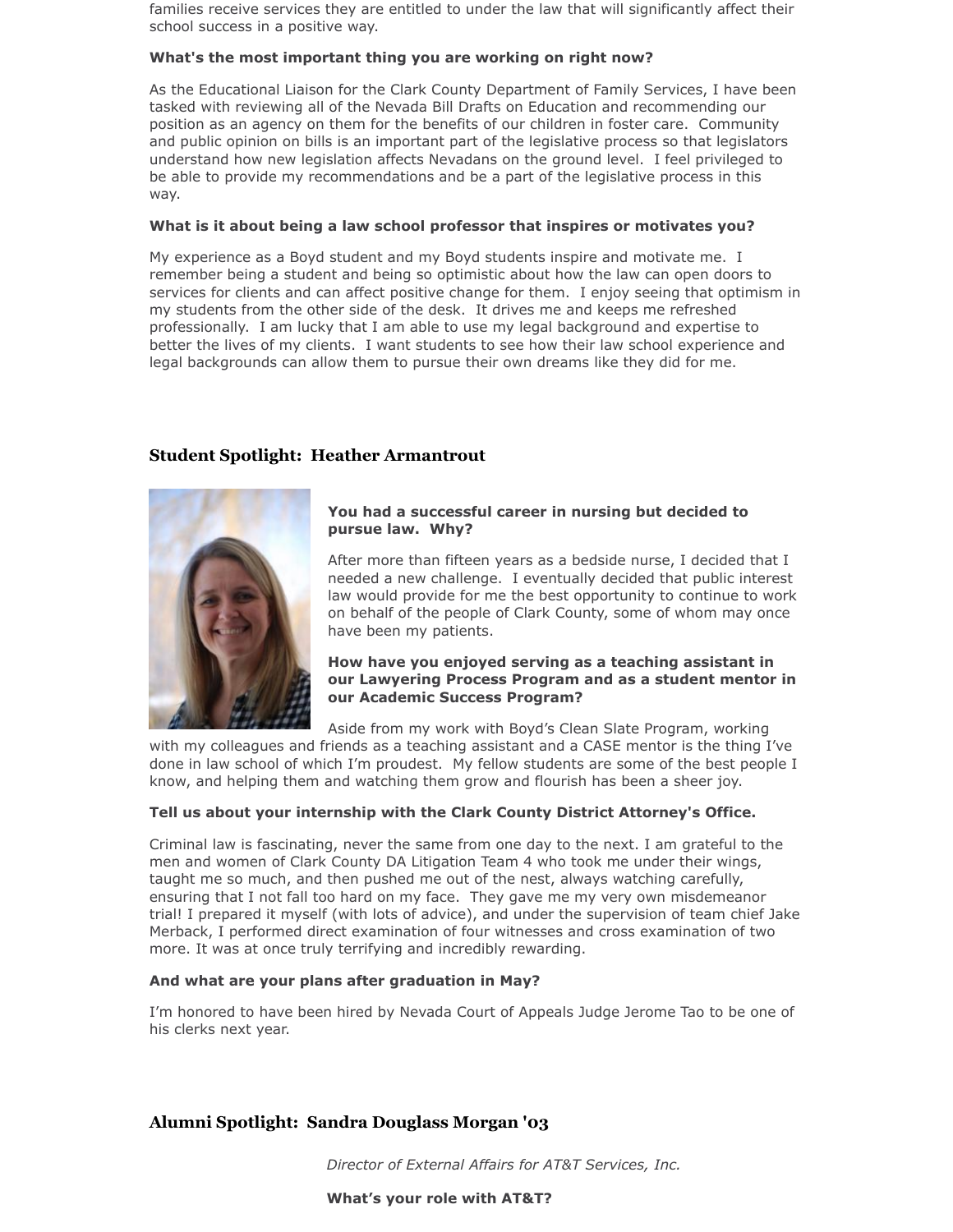families receive services they are entitled to under the law that will significantly affect their school success in a positive way.

**What's the most important thing you are working on right now?**

As the Educational Liaison for the Clark County Department of Family Services, I have been tasked with reviewing all of the Nevada Bill Drafts on Education and recommending our position as an agency on them for the benefits of our children in foster care. Community and public opinion on bills is an important part of the legislative process so that legislators understand how new legislation affects Nevadans on the ground level. I feel privileged to be able to provide my recommendations and be a part of the legislative process in this way.

**What is it about being a law school professor that inspires or motivates you?**

My experience as a Boyd student and my Boyd students inspire and motivate me. I remember being a student and being so optimistic about how the law can open doors to services for clients and can affect positive change for them. I enjoy seeing that optimism in my students from the other side of the desk. It drives me and keeps me refreshed professionally. I am lucky that I am able to use my legal background and expertise to better the lives of my clients. I want students to see how their law school experience and legal backgrounds can allow them to pursue their own dreams like they did for me.

## Student Spotlight: Heather Armantrout

**You had a successful career in nursing but decided to pursue law. Why?**

After more than fifteen years as a bedside nurse, I decided that I needed a new challenge. I eventually decided that public interest law would provide for me the best opportunity to continue to work on behalf of the people of Clark County, some of whom may once have been my patients.

**How have you enjoyed serving as a teaching assistant in our Lawyering Process Program and as a student mentor in our Academic Success Program?**

Aside from my work with Boyd's Clean Slate Program, working with my colleagues and friends as a teaching assistant and a CASE mentor is the thing I've done in law school of which I'm proudest. My fellow students are some of the best people I know, and helping them and watching them grow and flourish has been a sheer joy.

**Tell us about your internship with the Clark County District Attorney's Office.**

Criminal law is fascinating, never the same from one day to the next. I am grateful to the men and women of Clark County DA Litigation Team 4 who took me under their wings, taught me so much, and then pushed me out of the nest, always watching carefully, ensuring that I not fall too hard on my face. They gave me my very own misdemeanor trial! I prepared it myself (with lots of advice), and under the supervision of team chief Jake Merback, I performed direct examination of four witnesses and cross examination of two more. It was at once truly terrifying and incredibly rewarding.

**And what are your plans after graduation in May?**

I'm honored to have been hired by Nevada Court of Appeals Judge Jerome Tao to be one of his clerks next year.

## Alumni Spotlight: Sandra Douglass Morgan '03

*Director of External Affairs for AT&T Services, Inc.*

**What's your role with AT&T?**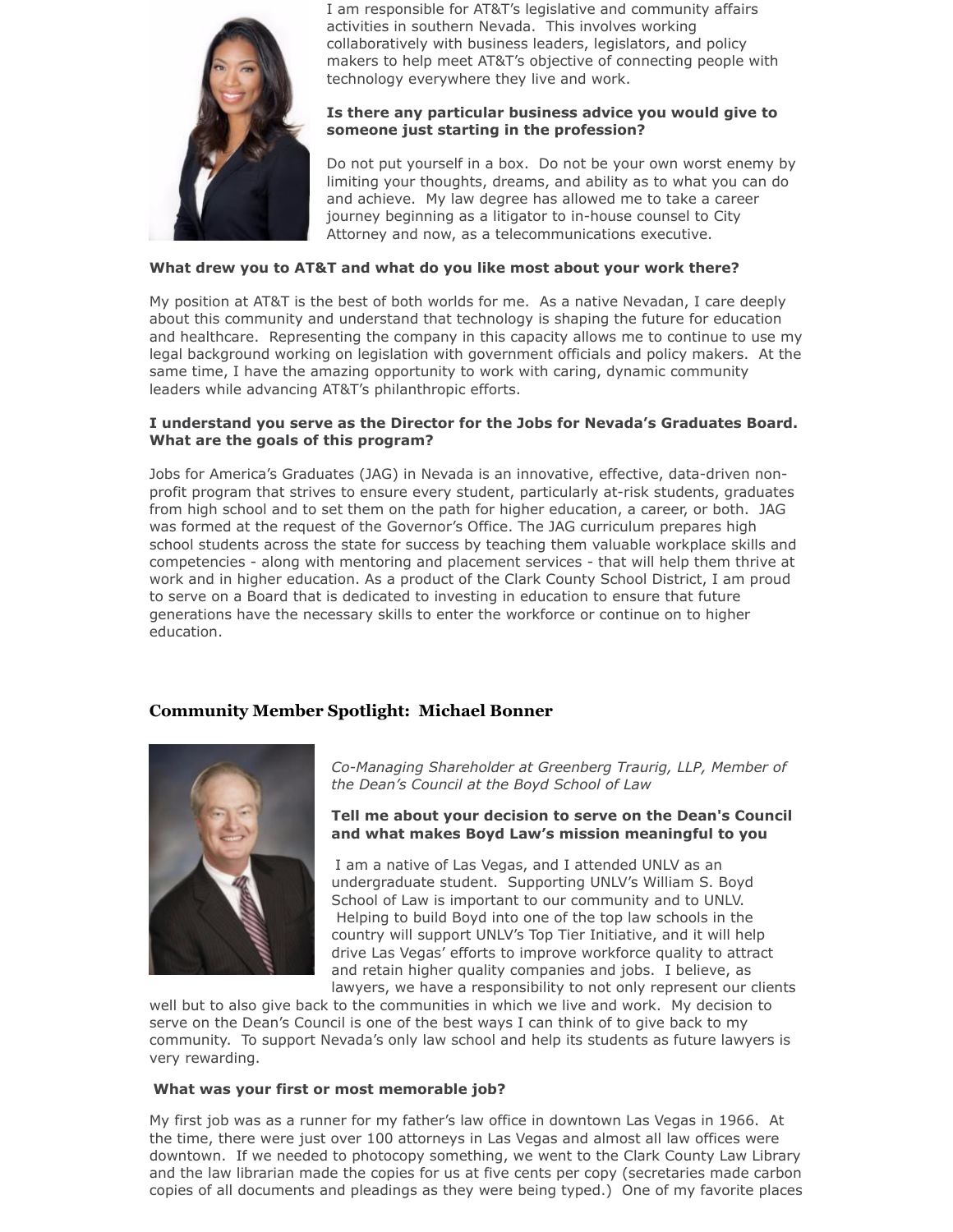I am responsible for AT&T's legislative and community affairs activities in southern Nevada. This involves working collaboratively with business leaders, legislators, and policy makers to help meet AT&T's objective of connecting people with technology everywhere they live and work.

**Is there any particular business advice you would give to someone just starting in the profession?**

Do not put yourself in a box. Do not be your own worst enemy by limiting your thoughts, dreams, and ability as to what you can do and achieve. My law degree has allowed me to take a career journey beginning as a litigator to in-house counsel to City Attorney and now, as a telecommunications executive.

**What drew you to AT&T and what do you like most about your work there?**

My position at AT&T is the best of both worlds for me. As a native Nevadan, I care deeply about this community and understand that technology is shaping the future for education and healthcare. Representing the company in this capacity allows me to continue to use my legal background working on legislation with government officials and policy makers. At the same time, I have the amazing opportunity to work with caring, dynamic community leaders while advancing AT&T's philanthropic efforts.

**I understand you serve as the Director for the Jobs for Nevada's Graduates Board. What are the goals of this program?**

Jobs for America's Graduates (JAG) in Nevada is an innovative, effective, data-driven non-profit program that strives to ensure every student, particularly at-risk students, graduates from high school and to set them on the path for higher education, a career, or both. JAG was formed at the request of the Governor's Office. The JAG curriculum prepares high school students across the state for success by teaching them valuable workplace skills and competencies - along with mentoring and placement services - that will help them thrive at work and in higher education. As a product of the Clark County School District, I am proud to serve on a Board that is dedicated to investing in education to ensure that future generations have the necessary skills to enter the workforce or continue on to higher education.

## Community Member Spotlight: Michael Bonner

*Co-Managing Shareholder at Greenberg Traurig, LLP, Member of the Dean's Council at the Boyd School of Law*

**Tell me about your decision to serve on the Dean's Council and what makes Boyd Law's mission meaningful to you**

I am a native of Las Vegas, and I attended UNLV as an undergraduate student. Supporting UNLV's William S. Boyd School of Law is important to our community and to UNLV. Helping to build Boyd into one of the top law schools in the country will support UNLV's Top Tier Initiative, and it will help drive Las Vegas' efforts to improve workforce quality to attract and retain higher quality companies and jobs. I believe, as lawyers, we have a responsibility to not only represent our clients well but to also give back to the communities in which we live and work. My decision to serve on the Dean's Council is one of the best ways I can think of to give back to my community. To support Nevada's only law school and help its students as future lawyers is very rewarding.

**What was your first or most memorable job?**

My first job was as a runner for my father's law office in downtown Las Vegas in 1966. At the time, there were just over 100 attorneys in Las Vegas and almost all law offices were downtown. If we needed to photocopy something, we went to the Clark County Law Library and the law librarian made the copies for us at five cents per copy (secretaries made carbon copies of all documents and pleadings as they were being typed.) One of my favorite places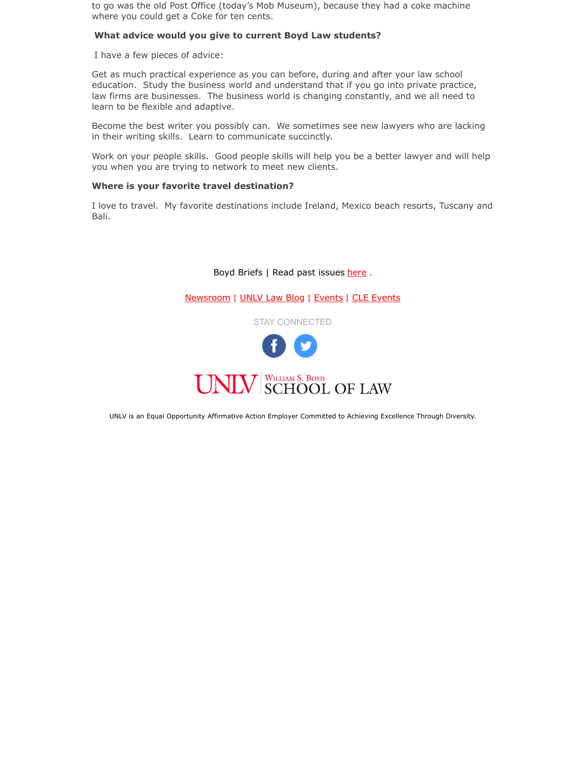to go was the old Post Office (today's Mob Museum), because they had a coke machine where you could get a Coke for ten cents.

**What advice would you give to current Boyd Law students?**

I have a few pieces of advice:

Get as much practical experience as you can before, during and after your law school education. Study the business world and understand that if you go into private practice, law firms are businesses. The business world is changing constantly, and we all need to learn to be flexible and adaptive.

Become the best writer you possibly can. We sometimes see new lawyers who are lacking in their writing skills. Learn to communicate succinctly.

Work on your people skills. Good people skills will help you be a better lawyer and will help you when you are trying to network to meet new clients.

**Where is your favorite travel destination?**

I love to travel. My favorite destinations include Ireland, Mexico beach resorts, Tuscany and Bali.

Boyd Briefs | Read past issues here .

Newsroom | UNLV Law Blog | Events | CLE Events

STAY CONNECTED

UNLV | William S. Boyd SCHOOL OF LAW

UNLV is an Equal Opportunity Affirmative Action Employer Committed to Achieving Excellence Through Diversity.